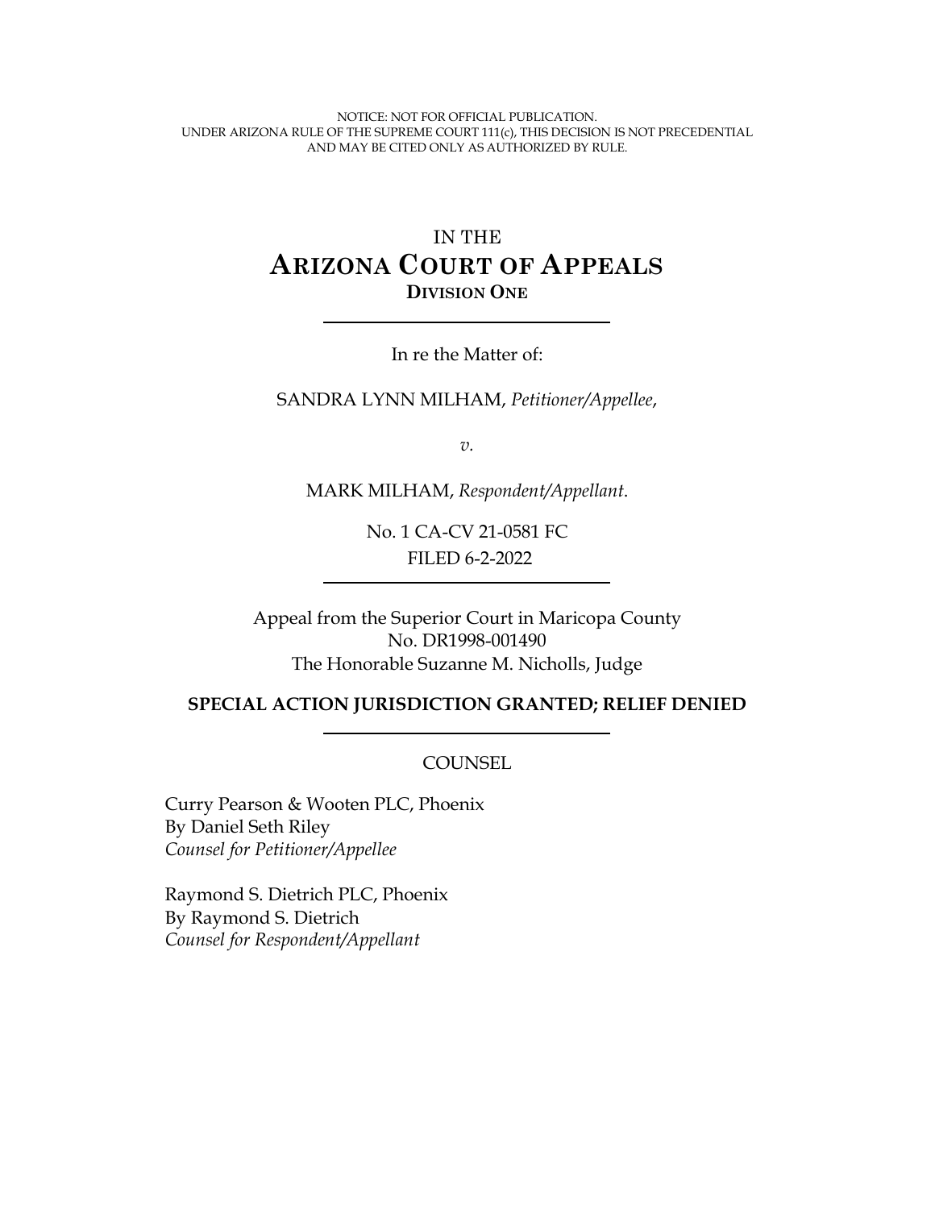NOTICE: NOT FOR OFFICIAL PUBLICATION.
UNDER ARIZONA RULE OF THE SUPREME COURT 111(c), THIS DECISION IS NOT PRECEDENTIAL AND MAY BE CITED ONLY AS AUTHORIZED BY RULE.

# IN THE ARIZONA COURT OF APPEALS
## DIVISION ONE

---

In re the Matter of:

SANDRA LYNN MILHAM, *Petitioner/Appellee*,

*v.*

MARK MILHAM, *Respondent/Appellant*.

No. 1 CA-CV 21-0581 FC
FILED 6-2-2022

---

Appeal from the Superior Court in Maricopa County
No. DR1998-001490
The Honorable Suzanne M. Nicholls, Judge

**SPECIAL ACTION JURISDICTION GRANTED; RELIEF DENIED**

---

COUNSEL

Curry Pearson & Wooten PLC, Phoenix
By Daniel Seth Riley
*Counsel for Petitioner/Appellee*

Raymond S. Dietrich PLC, Phoenix
By Raymond S. Dietrich
*Counsel for Respondent/Appellant*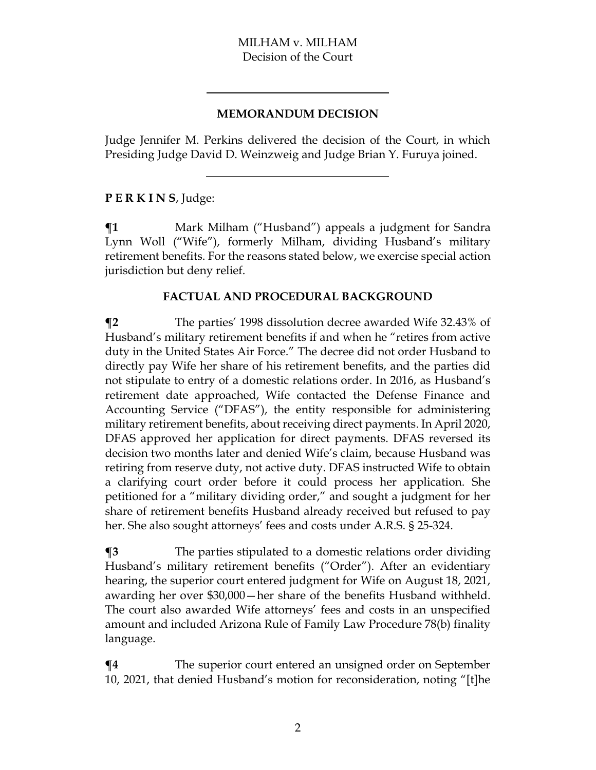## MEMORANDUM DECISION

Judge Jennifer M. Perkins delivered the decision of the Court, in which Presiding Judge David D. Weinzweig and Judge Brian Y. Furuya joined.

---

**P E R K I N S**, Judge:

**¶1** Mark Milham ("Husband") appeals a judgment for Sandra Lynn Woll ("Wife"), formerly Milham, dividing Husband's military retirement benefits. For the reasons stated below, we exercise special action jurisdiction but deny relief.

## FACTUAL AND PROCEDURAL BACKGROUND

**¶2** The parties' 1998 dissolution decree awarded Wife 32.43% of Husband's military retirement benefits if and when he "retires from active duty in the United States Air Force." The decree did not order Husband to directly pay Wife her share of his retirement benefits, and the parties did not stipulate to entry of a domestic relations order. In 2016, as Husband's retirement date approached, Wife contacted the Defense Finance and Accounting Service ("DFAS"), the entity responsible for administering military retirement benefits, about receiving direct payments. In April 2020, DFAS approved her application for direct payments. DFAS reversed its decision two months later and denied Wife's claim, because Husband was retiring from reserve duty, not active duty. DFAS instructed Wife to obtain a clarifying court order before it could process her application. She petitioned for a "military dividing order," and sought a judgment for her share of retirement benefits Husband already received but refused to pay her. She also sought attorneys' fees and costs under A.R.S. § 25-324.

**¶3** The parties stipulated to a domestic relations order dividing Husband's military retirement benefits ("Order"). After an evidentiary hearing, the superior court entered judgment for Wife on August 18, 2021, awarding her over $30,000—her share of the benefits Husband withheld. The court also awarded Wife attorneys' fees and costs in an unspecified amount and included Arizona Rule of Family Law Procedure 78(b) finality language.

**¶4** The superior court entered an unsigned order on September 10, 2021, that denied Husband's motion for reconsideration, noting "[t]he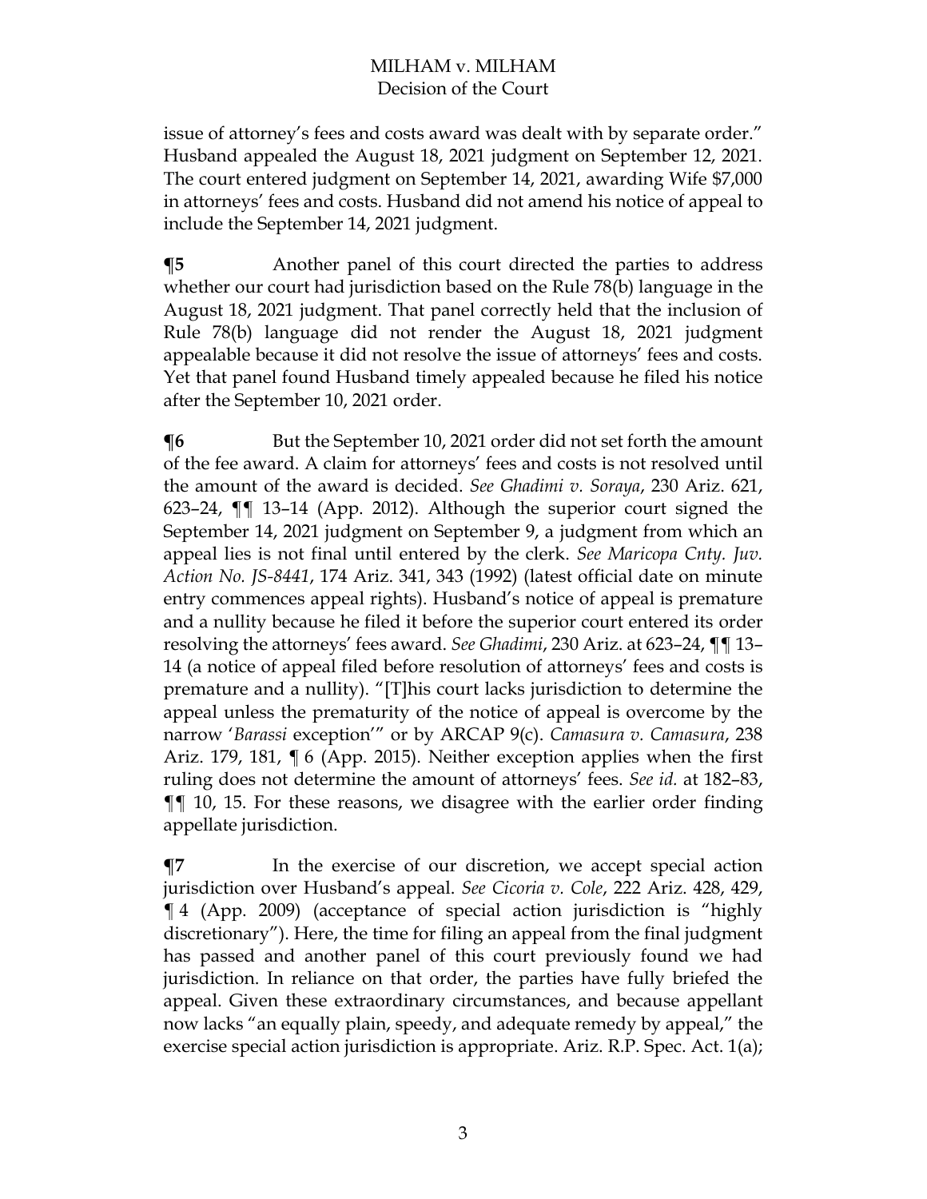issue of attorney's fees and costs award was dealt with by separate order." Husband appealed the August 18, 2021 judgment on September 12, 2021. The court entered judgment on September 14, 2021, awarding Wife $7,000 in attorneys' fees and costs. Husband did not amend his notice of appeal to include the September 14, 2021 judgment.

**¶5** Another panel of this court directed the parties to address whether our court had jurisdiction based on the Rule 78(b) language in the August 18, 2021 judgment. That panel correctly held that the inclusion of Rule 78(b) language did not render the August 18, 2021 judgment appealable because it did not resolve the issue of attorneys' fees and costs. Yet that panel found Husband timely appealed because he filed his notice after the September 10, 2021 order.

**¶6** But the September 10, 2021 order did not set forth the amount of the fee award. A claim for attorneys' fees and costs is not resolved until the amount of the award is decided. *See Ghadimi v. Soraya*, 230 Ariz. 621, 623–24, ¶¶ 13–14 (App. 2012). Although the superior court signed the September 14, 2021 judgment on September 9, a judgment from which an appeal lies is not final until entered by the clerk. *See Maricopa Cnty. Juv. Action No. JS-8441*, 174 Ariz. 341, 343 (1992) (latest official date on minute entry commences appeal rights). Husband's notice of appeal is premature and a nullity because he filed it before the superior court entered its order resolving the attorneys' fees award. *See Ghadimi*, 230 Ariz. at 623–24, ¶¶ 13–14 (a notice of appeal filed before resolution of attorneys' fees and costs is premature and a nullity). "[T]his court lacks jurisdiction to determine the appeal unless the prematurity of the notice of appeal is overcome by the narrow '*Barassi* exception'" or by ARCAP 9(c). *Camasura v. Camasura*, 238 Ariz. 179, 181, ¶ 6 (App. 2015). Neither exception applies when the first ruling does not determine the amount of attorneys' fees. *See id.* at 182–83, ¶¶ 10, 15. For these reasons, we disagree with the earlier order finding appellate jurisdiction.

**¶7** In the exercise of our discretion, we accept special action jurisdiction over Husband's appeal. *See Cicoria v. Cole*, 222 Ariz. 428, 429, ¶ 4 (App. 2009) (acceptance of special action jurisdiction is "highly discretionary"). Here, the time for filing an appeal from the final judgment has passed and another panel of this court previously found we had jurisdiction. In reliance on that order, the parties have fully briefed the appeal. Given these extraordinary circumstances, and because appellant now lacks "an equally plain, speedy, and adequate remedy by appeal," the exercise special action jurisdiction is appropriate. Ariz. R.P. Spec. Act. 1(a);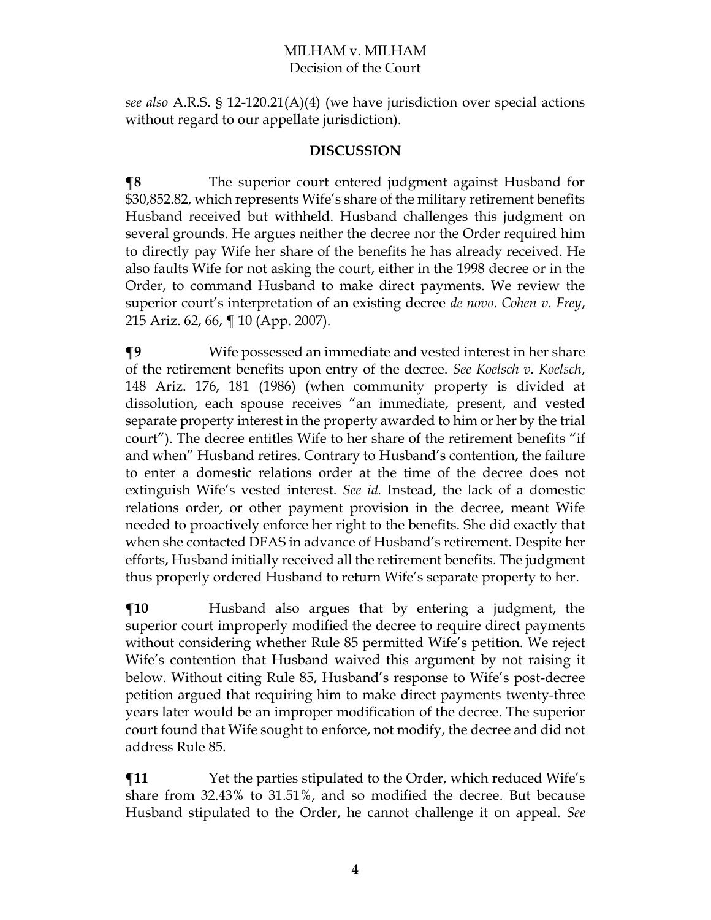*see also* A.R.S. § 12-120.21(A)(4) (we have jurisdiction over special actions without regard to our appellate jurisdiction).

## DISCUSSION

**¶8** The superior court entered judgment against Husband for $30,852.82, which represents Wife's share of the military retirement benefits Husband received but withheld. Husband challenges this judgment on several grounds. He argues neither the decree nor the Order required him to directly pay Wife her share of the benefits he has already received. He also faults Wife for not asking the court, either in the 1998 decree or in the Order, to command Husband to make direct payments. We review the superior court's interpretation of an existing decree *de novo*. *Cohen v. Frey*, 215 Ariz. 62, 66, ¶ 10 (App. 2007).

**¶9** Wife possessed an immediate and vested interest in her share of the retirement benefits upon entry of the decree. *See Koelsch v. Koelsch*, 148 Ariz. 176, 181 (1986) (when community property is divided at dissolution, each spouse receives "an immediate, present, and vested separate property interest in the property awarded to him or her by the trial court"). The decree entitles Wife to her share of the retirement benefits "if and when" Husband retires. Contrary to Husband's contention, the failure to enter a domestic relations order at the time of the decree does not extinguish Wife's vested interest. *See id.* Instead, the lack of a domestic relations order, or other payment provision in the decree, meant Wife needed to proactively enforce her right to the benefits. She did exactly that when she contacted DFAS in advance of Husband's retirement. Despite her efforts, Husband initially received all the retirement benefits. The judgment thus properly ordered Husband to return Wife's separate property to her.

**¶10** Husband also argues that by entering a judgment, the superior court improperly modified the decree to require direct payments without considering whether Rule 85 permitted Wife's petition. We reject Wife's contention that Husband waived this argument by not raising it below. Without citing Rule 85, Husband's response to Wife's post-decree petition argued that requiring him to make direct payments twenty-three years later would be an improper modification of the decree. The superior court found that Wife sought to enforce, not modify, the decree and did not address Rule 85.

**¶11** Yet the parties stipulated to the Order, which reduced Wife's share from 32.43% to 31.51%, and so modified the decree. But because Husband stipulated to the Order, he cannot challenge it on appeal. *See*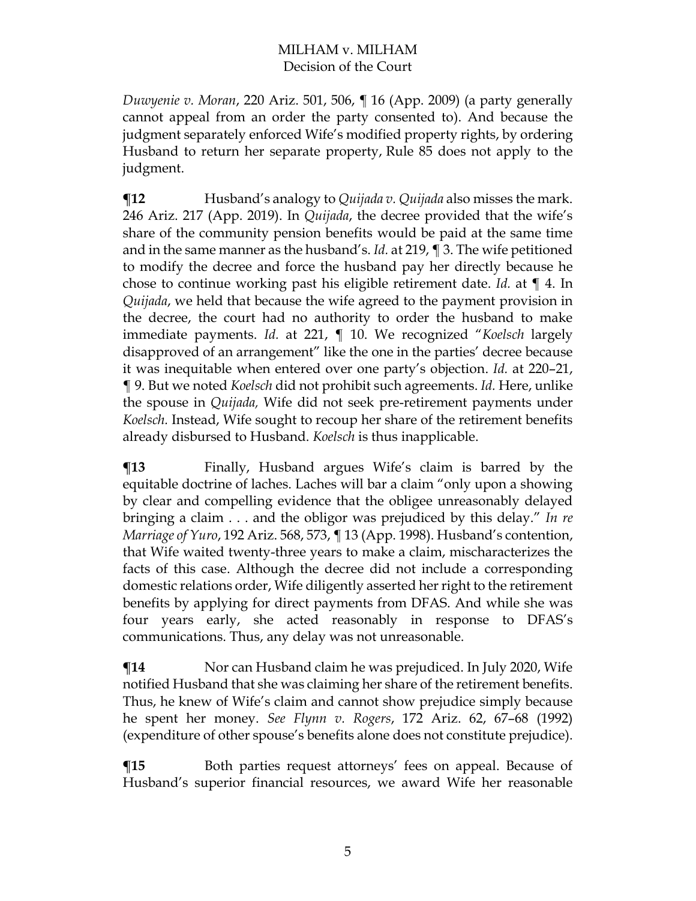*Duwyenie v. Moran*, 220 Ariz. 501, 506, ¶ 16 (App. 2009) (a party generally cannot appeal from an order the party consented to). And because the judgment separately enforced Wife's modified property rights, by ordering Husband to return her separate property, Rule 85 does not apply to the judgment.

**¶12** Husband's analogy to *Quijada v. Quijada* also misses the mark. 246 Ariz. 217 (App. 2019). In *Quijada*, the decree provided that the wife's share of the community pension benefits would be paid at the same time and in the same manner as the husband's. *Id.* at 219, ¶ 3. The wife petitioned to modify the decree and force the husband pay her directly because he chose to continue working past his eligible retirement date. *Id.* at ¶ 4. In *Quijada*, we held that because the wife agreed to the payment provision in the decree, the court had no authority to order the husband to make immediate payments. *Id.* at 221, ¶ 10. We recognized "*Koelsch* largely disapproved of an arrangement" like the one in the parties' decree because it was inequitable when entered over one party's objection. *Id.* at 220–21, ¶ 9. But we noted *Koelsch* did not prohibit such agreements. *Id.* Here, unlike the spouse in *Quijada,* Wife did not seek pre-retirement payments under *Koelsch.* Instead, Wife sought to recoup her share of the retirement benefits already disbursed to Husband. *Koelsch* is thus inapplicable.

**¶13** Finally, Husband argues Wife's claim is barred by the equitable doctrine of laches. Laches will bar a claim "only upon a showing by clear and compelling evidence that the obligee unreasonably delayed bringing a claim . . . and the obligor was prejudiced by this delay." *In re Marriage of Yuro*, 192 Ariz. 568, 573, ¶ 13 (App. 1998). Husband's contention, that Wife waited twenty-three years to make a claim, mischaracterizes the facts of this case. Although the decree did not include a corresponding domestic relations order, Wife diligently asserted her right to the retirement benefits by applying for direct payments from DFAS. And while she was four years early, she acted reasonably in response to DFAS's communications. Thus, any delay was not unreasonable.

**¶14** Nor can Husband claim he was prejudiced. In July 2020, Wife notified Husband that she was claiming her share of the retirement benefits. Thus, he knew of Wife's claim and cannot show prejudice simply because he spent her money. *See Flynn v. Rogers*, 172 Ariz. 62, 67–68 (1992) (expenditure of other spouse's benefits alone does not constitute prejudice).

**¶15** Both parties request attorneys' fees on appeal. Because of Husband's superior financial resources, we award Wife her reasonable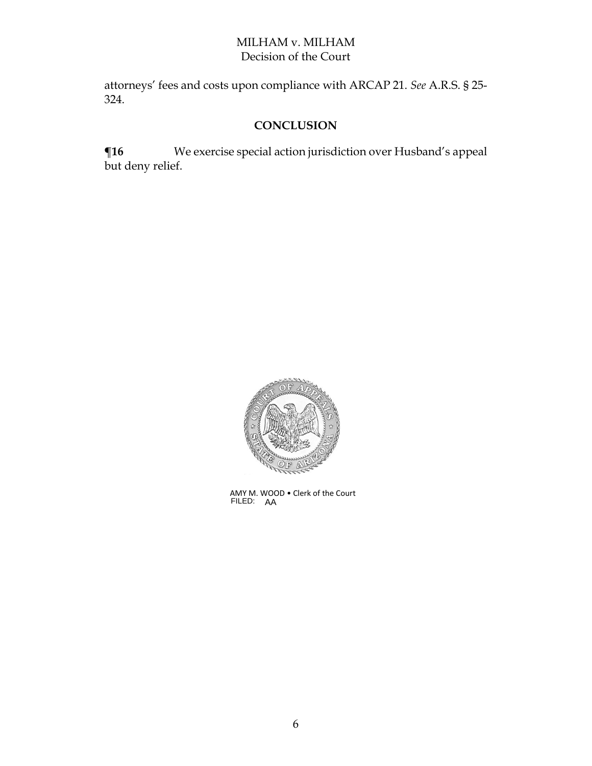attorneys' fees and costs upon compliance with ARCAP 21. *See* A.R.S. § 25-324.

## CONCLUSION

**¶16** We exercise special action jurisdiction over Husband's appeal but deny relief.

AMY M. WOOD • Clerk of the Court
FILED: AA